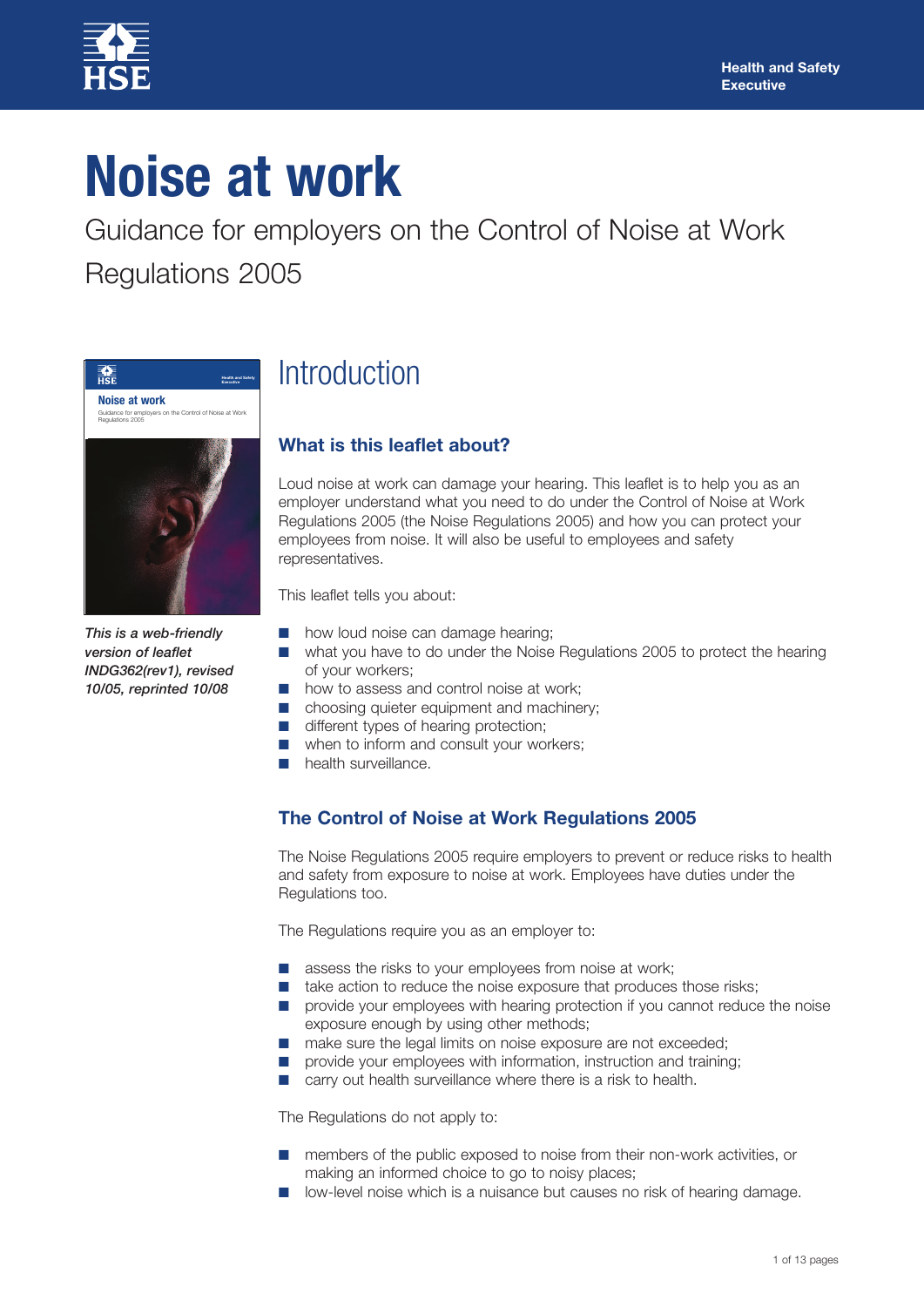# Noise at work

Guidance for employers on the Control of Noise at Work Regulations 2005

*This is a web-friendly version of leaflet INDG362(rev1), revised 10/05, reprinted 10/08*

## Introduction

### What is this leaflet about?

Loud noise at work can damage your hearing. This leaflet is to help you as an employer understand what you need to do under the Control of Noise at Work Regulations 2005 (the Noise Regulations 2005) and how you can protect your employees from noise. It will also be useful to employees and safety representatives.

This leaflet tells you about:

- how loud noise can damage hearing;
- what you have to do under the Noise Regulations 2005 to protect the hearing of your workers;
- how to assess and control noise at work;
- choosing quieter equipment and machinery;
- different types of hearing protection;
- when to inform and consult your workers;
- health surveillance.

### The Control of Noise at Work Regulations 2005

The Noise Regulations 2005 require employers to prevent or reduce risks to health and safety from exposure to noise at work. Employees have duties under the Regulations too.

The Regulations require you as an employer to:

- assess the risks to your employees from noise at work;
- take action to reduce the noise exposure that produces those risks;
- provide your employees with hearing protection if you cannot reduce the noise exposure enough by using other methods;
- make sure the legal limits on noise exposure are not exceeded;
- provide your employees with information, instruction and training;
- carry out health surveillance where there is a risk to health.

The Regulations do not apply to:

- members of the public exposed to noise from their non-work activities, or making an informed choice to go to noisy places;
- low-level noise which is a nuisance but causes no risk of hearing damage.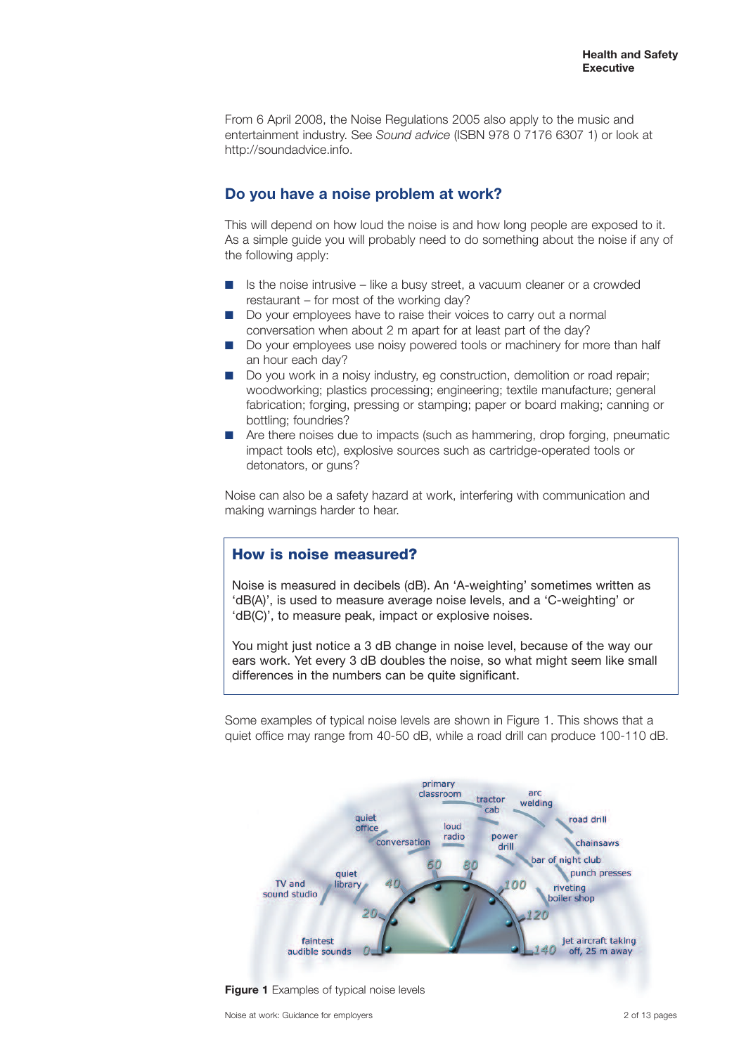From 6 April 2008, the Noise Regulations 2005 also apply to the music and entertainment industry. See *Sound advice* (ISBN 978 0 7176 6307 1) or look at http://soundadvice.info.

## Do you have a noise problem at work?

This will depend on how loud the noise is and how long people are exposed to it. As a simple guide you will probably need to do something about the noise if any of the following apply:

- Is the noise intrusive – like a busy street, a vacuum cleaner or a crowded restaurant – for most of the working day?
- Do your employees have to raise their voices to carry out a normal conversation when about 2 m apart for at least part of the day?
- Do your employees use noisy powered tools or machinery for more than half an hour each day?
- Do you work in a noisy industry, eg construction, demolition or road repair; woodworking; plastics processing; engineering; textile manufacture; general fabrication; forging, pressing or stamping; paper or board making; canning or bottling; foundries?
- Are there noises due to impacts (such as hammering, drop forging, pneumatic impact tools etc), explosive sources such as cartridge-operated tools or detonators, or guns?

Noise can also be a safety hazard at work, interfering with communication and making warnings harder to hear.

## How is noise measured?

Noise is measured in decibels (dB). An 'A-weighting' sometimes written as 'dB(A)', is used to measure average noise levels, and a 'C-weighting' or 'dB(C)', to measure peak, impact or explosive noises.

You might just notice a 3 dB change in noise level, because of the way our ears work. Yet every 3 dB doubles the noise, so what might seem like small differences in the numbers can be quite significant.

Some examples of typical noise levels are shown in Figure 1. This shows that a quiet office may range from 40-50 dB, while a road drill can produce 100-110 dB.

**Figure 1** Examples of typical noise levels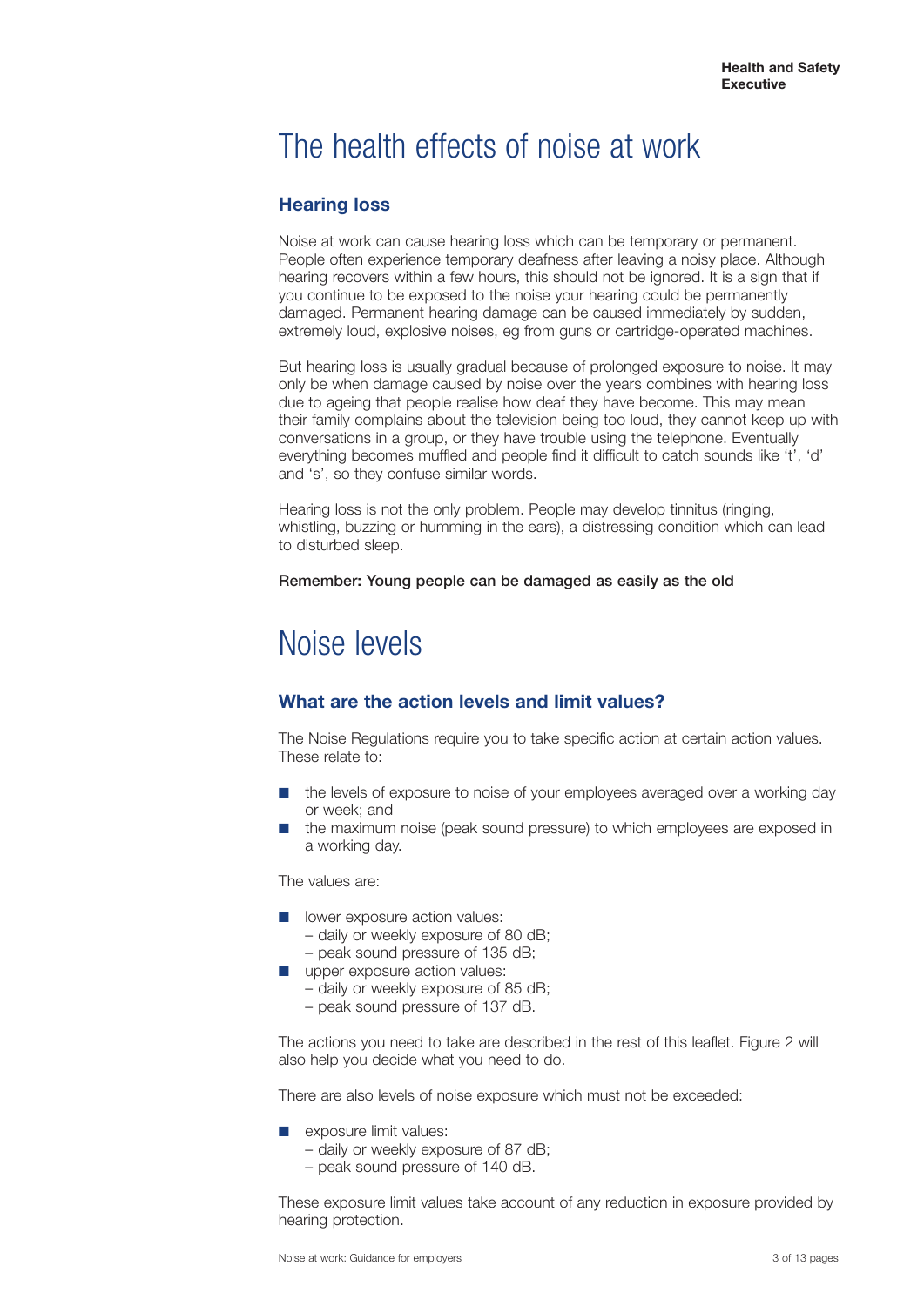# The health effects of noise at work

## Hearing loss

Noise at work can cause hearing loss which can be temporary or permanent. People often experience temporary deafness after leaving a noisy place. Although hearing recovers within a few hours, this should not be ignored. It is a sign that if you continue to be exposed to the noise your hearing could be permanently damaged. Permanent hearing damage can be caused immediately by sudden, extremely loud, explosive noises, eg from guns or cartridge-operated machines.

But hearing loss is usually gradual because of prolonged exposure to noise. It may only be when damage caused by noise over the years combines with hearing loss due to ageing that people realise how deaf they have become. This may mean their family complains about the television being too loud, they cannot keep up with conversations in a group, or they have trouble using the telephone. Eventually everything becomes muffled and people find it difficult to catch sounds like 't', 'd' and 's', so they confuse similar words.

Hearing loss is not the only problem. People may develop tinnitus (ringing, whistling, buzzing or humming in the ears), a distressing condition which can lead to disturbed sleep.

**Remember: Young people can be damaged as easily as the old**

# Noise levels

## What are the action levels and limit values?

The Noise Regulations require you to take specific action at certain action values. These relate to:

- the levels of exposure to noise of your employees averaged over a working day or week; and
- the maximum noise (peak sound pressure) to which employees are exposed in a working day.

The values are:

- lower exposure action values:
  - daily or weekly exposure of 80 dB;
  - peak sound pressure of 135 dB;
- upper exposure action values:
  - daily or weekly exposure of 85 dB;
  - peak sound pressure of 137 dB.

The actions you need to take are described in the rest of this leaflet. Figure 2 will also help you decide what you need to do.

There are also levels of noise exposure which must not be exceeded:

- exposure limit values:
  - daily or weekly exposure of 87 dB;
  - peak sound pressure of 140 dB.

These exposure limit values take account of any reduction in exposure provided by hearing protection.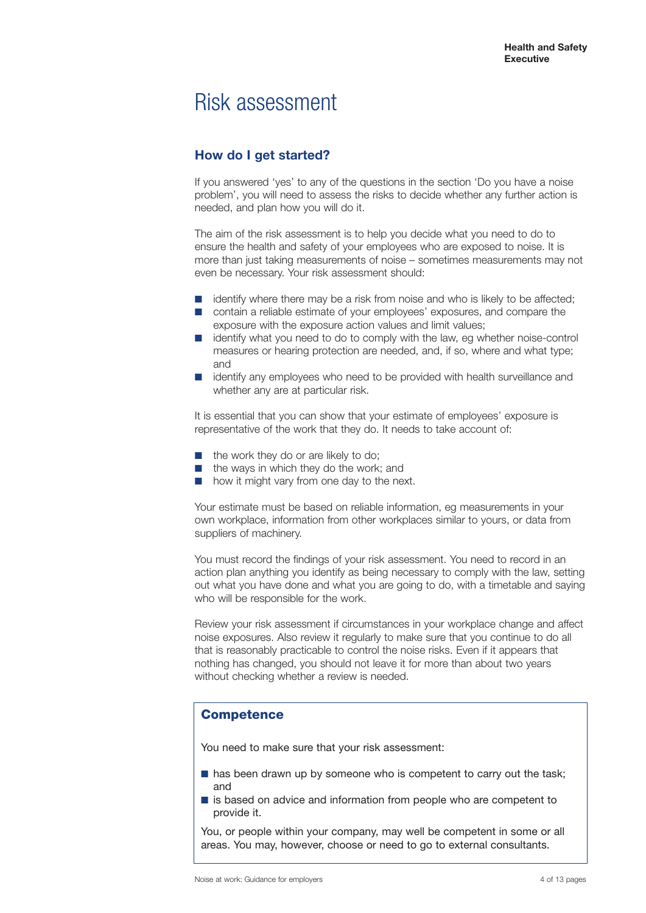# Risk assessment

## How do I get started?

If you answered 'yes' to any of the questions in the section 'Do you have a noise problem', you will need to assess the risks to decide whether any further action is needed, and plan how you will do it.

The aim of the risk assessment is to help you decide what you need to do to ensure the health and safety of your employees who are exposed to noise. It is more than just taking measurements of noise – sometimes measurements may not even be necessary. Your risk assessment should:

- identify where there may be a risk from noise and who is likely to be affected;
- contain a reliable estimate of your employees' exposures, and compare the exposure with the exposure action values and limit values;
- identify what you need to do to comply with the law, eg whether noise-control measures or hearing protection are needed, and, if so, where and what type; and
- identify any employees who need to be provided with health surveillance and whether any are at particular risk.

It is essential that you can show that your estimate of employees' exposure is representative of the work that they do. It needs to take account of:

- the work they do or are likely to do;
- the ways in which they do the work; and
- how it might vary from one day to the next.

Your estimate must be based on reliable information, eg measurements in your own workplace, information from other workplaces similar to yours, or data from suppliers of machinery.

You must record the findings of your risk assessment. You need to record in an action plan anything you identify as being necessary to comply with the law, setting out what you have done and what you are going to do, with a timetable and saying who will be responsible for the work.

Review your risk assessment if circumstances in your workplace change and affect noise exposures. Also review it regularly to make sure that you continue to do all that is reasonably practicable to control the noise risks. Even if it appears that nothing has changed, you should not leave it for more than about two years without checking whether a review is needed.

## Competence

You need to make sure that your risk assessment:

- has been drawn up by someone who is competent to carry out the task; and
- is based on advice and information from people who are competent to provide it.

You, or people within your company, may well be competent in some or all areas. You may, however, choose or need to go to external consultants.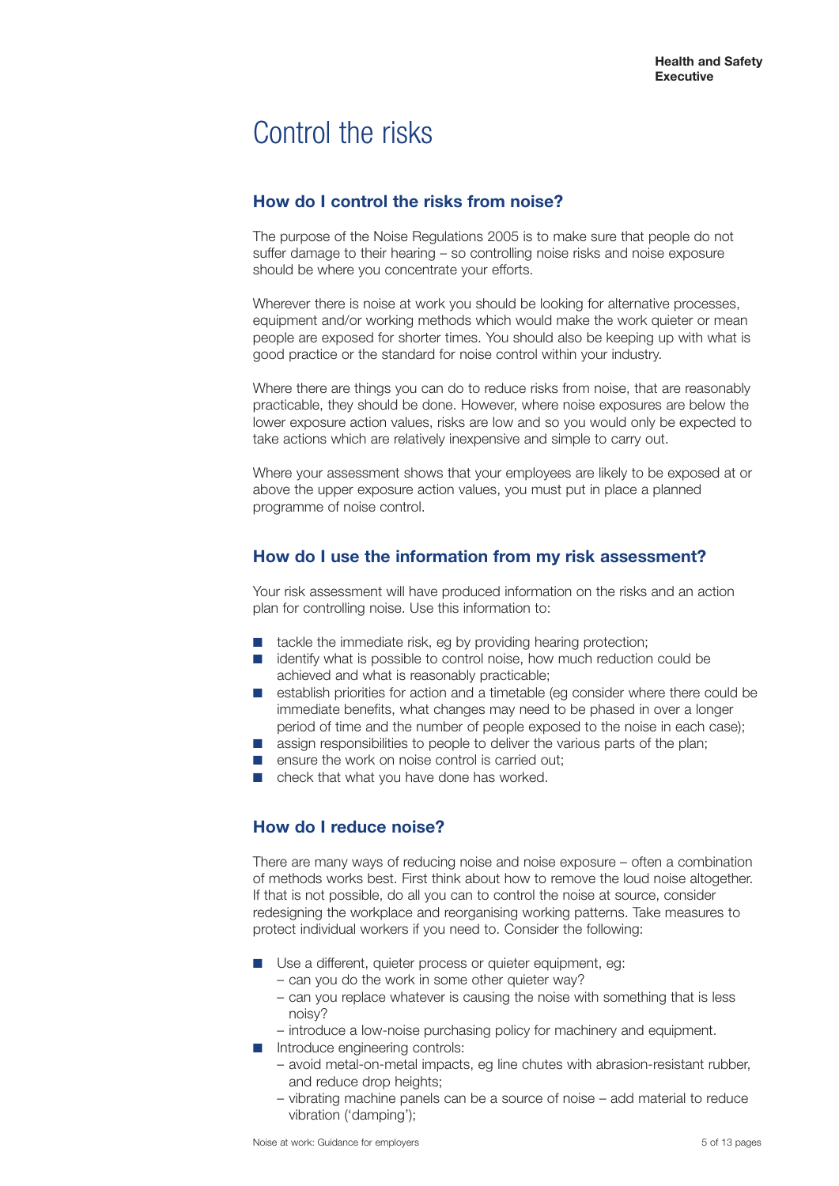# Control the risks

## How do I control the risks from noise?

The purpose of the Noise Regulations 2005 is to make sure that people do not suffer damage to their hearing – so controlling noise risks and noise exposure should be where you concentrate your efforts.

Wherever there is noise at work you should be looking for alternative processes, equipment and/or working methods which would make the work quieter or mean people are exposed for shorter times. You should also be keeping up with what is good practice or the standard for noise control within your industry.

Where there are things you can do to reduce risks from noise, that are reasonably practicable, they should be done. However, where noise exposures are below the lower exposure action values, risks are low and so you would only be expected to take actions which are relatively inexpensive and simple to carry out.

Where your assessment shows that your employees are likely to be exposed at or above the upper exposure action values, you must put in place a planned programme of noise control.

## How do I use the information from my risk assessment?

Your risk assessment will have produced information on the risks and an action plan for controlling noise. Use this information to:

- tackle the immediate risk, eg by providing hearing protection;
- identify what is possible to control noise, how much reduction could be achieved and what is reasonably practicable;
- establish priorities for action and a timetable (eg consider where there could be immediate benefits, what changes may need to be phased in over a longer period of time and the number of people exposed to the noise in each case);
- assign responsibilities to people to deliver the various parts of the plan;
- ensure the work on noise control is carried out;
- check that what you have done has worked.

## How do I reduce noise?

There are many ways of reducing noise and noise exposure – often a combination of methods works best. First think about how to remove the loud noise altogether. If that is not possible, do all you can to control the noise at source, consider redesigning the workplace and reorganising working patterns. Take measures to protect individual workers if you need to. Consider the following:

- Use a different, quieter process or quieter equipment, eg:
  - can you do the work in some other quieter way?
  - can you replace whatever is causing the noise with something that is less noisy?
  - introduce a low-noise purchasing policy for machinery and equipment.
- Introduce engineering controls:
  - avoid metal-on-metal impacts, eg line chutes with abrasion-resistant rubber, and reduce drop heights;
  - vibrating machine panels can be a source of noise – add material to reduce vibration ('damping');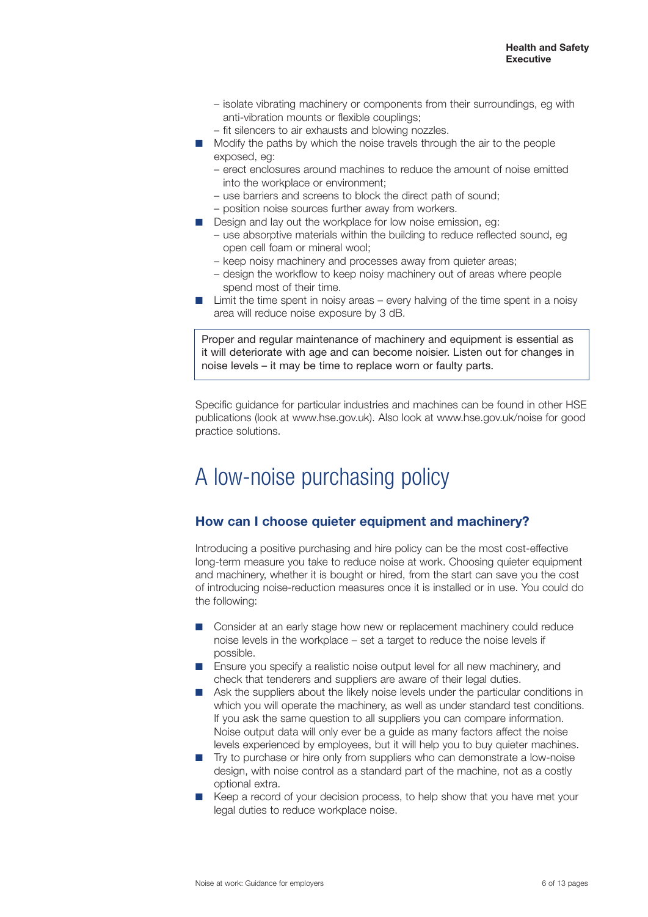- isolate vibrating machinery or components from their surroundings, eg with anti-vibration mounts or flexible couplings;
  - fit silencers to air exhausts and blowing nozzles.
- Modify the paths by which the noise travels through the air to the people exposed, eg:
  - erect enclosures around machines to reduce the amount of noise emitted into the workplace or environment;
  - use barriers and screens to block the direct path of sound;
  - position noise sources further away from workers.
- Design and lay out the workplace for low noise emission, eg:
  - use absorptive materials within the building to reduce reflected sound, eg open cell foam or mineral wool;
  - keep noisy machinery and processes away from quieter areas;
  - design the workflow to keep noisy machinery out of areas where people spend most of their time.
- Limit the time spent in noisy areas – every halving of the time spent in a noisy area will reduce noise exposure by 3 dB.

> Proper and regular maintenance of machinery and equipment is essential as it will deteriorate with age and can become noisier. Listen out for changes in noise levels – it may be time to replace worn or faulty parts.

Specific guidance for particular industries and machines can be found in other HSE publications (look at www.hse.gov.uk). Also look at www.hse.gov.uk/noise for good practice solutions.

# A low-noise purchasing policy

## How can I choose quieter equipment and machinery?

Introducing a positive purchasing and hire policy can be the most cost-effective long-term measure you take to reduce noise at work. Choosing quieter equipment and machinery, whether it is bought or hired, from the start can save you the cost of introducing noise-reduction measures once it is installed or in use. You could do the following:

- Consider at an early stage how new or replacement machinery could reduce noise levels in the workplace – set a target to reduce the noise levels if possible.
- Ensure you specify a realistic noise output level for all new machinery, and check that tenderers and suppliers are aware of their legal duties.
- Ask the suppliers about the likely noise levels under the particular conditions in which you will operate the machinery, as well as under standard test conditions. If you ask the same question to all suppliers you can compare information. Noise output data will only ever be a guide as many factors affect the noise levels experienced by employees, but it will help you to buy quieter machines.
- Try to purchase or hire only from suppliers who can demonstrate a low-noise design, with noise control as a standard part of the machine, not as a costly optional extra.
- Keep a record of your decision process, to help show that you have met your legal duties to reduce workplace noise.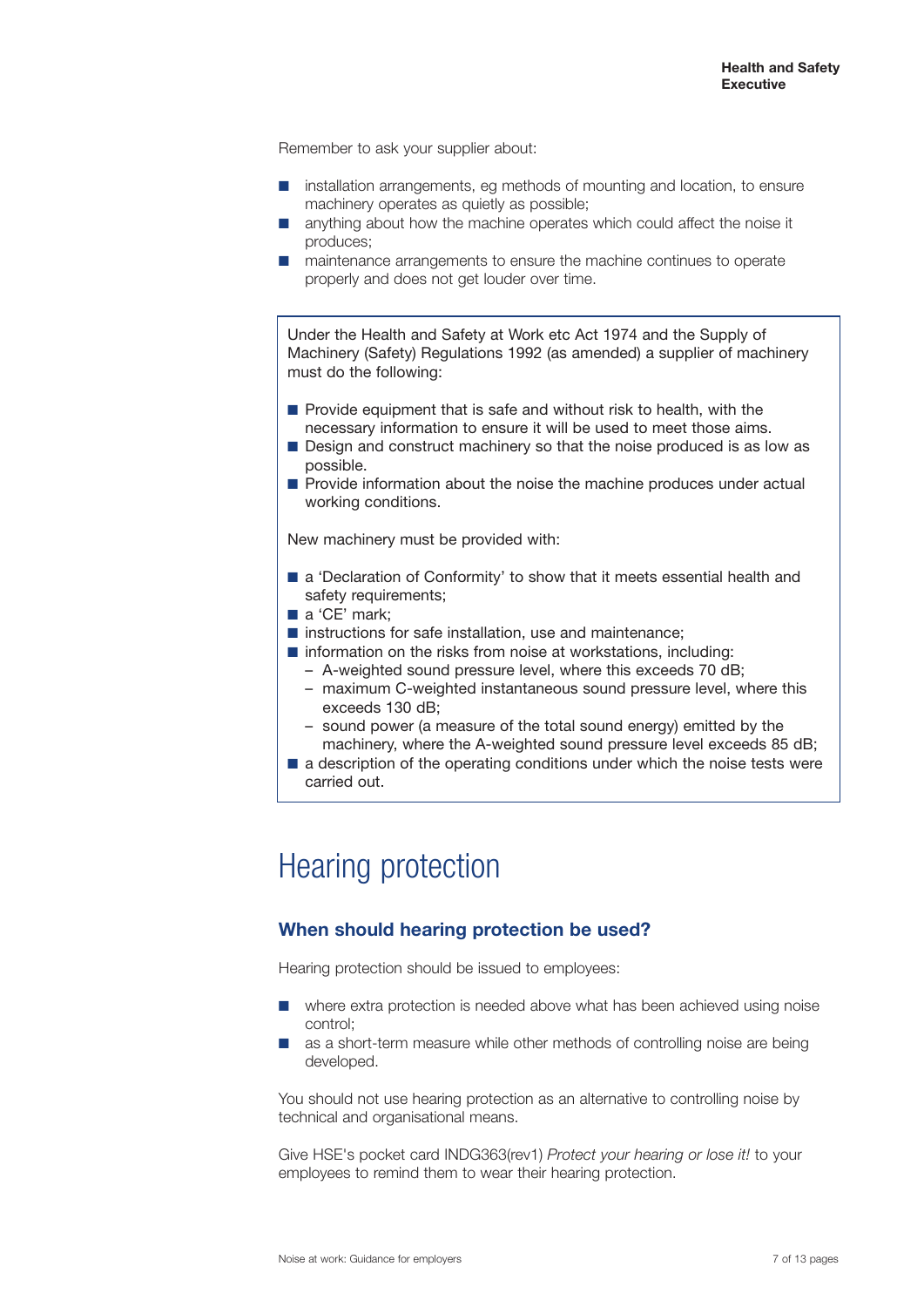Remember to ask your supplier about:

- installation arrangements, eg methods of mounting and location, to ensure machinery operates as quietly as possible;
- anything about how the machine operates which could affect the noise it produces;
- maintenance arrangements to ensure the machine continues to operate properly and does not get louder over time.

Under the Health and Safety at Work etc Act 1974 and the Supply of Machinery (Safety) Regulations 1992 (as amended) a supplier of machinery must do the following:

- Provide equipment that is safe and without risk to health, with the necessary information to ensure it will be used to meet those aims.
- Design and construct machinery so that the noise produced is as low as possible.
- Provide information about the noise the machine produces under actual working conditions.

New machinery must be provided with:

- a 'Declaration of Conformity' to show that it meets essential health and safety requirements;
- a 'CE' mark;
- instructions for safe installation, use and maintenance;
- information on the risks from noise at workstations, including:
  - A-weighted sound pressure level, where this exceeds 70 dB;
  - maximum C-weighted instantaneous sound pressure level, where this exceeds 130 dB;
  - sound power (a measure of the total sound energy) emitted by the machinery, where the A-weighted sound pressure level exceeds 85 dB;
- a description of the operating conditions under which the noise tests were carried out.

# Hearing protection

## When should hearing protection be used?

Hearing protection should be issued to employees:

- where extra protection is needed above what has been achieved using noise control;
- as a short-term measure while other methods of controlling noise are being developed.

You should not use hearing protection as an alternative to controlling noise by technical and organisational means.

Give HSE's pocket card INDG363(rev1) *Protect your hearing or lose it!* to your employees to remind them to wear their hearing protection.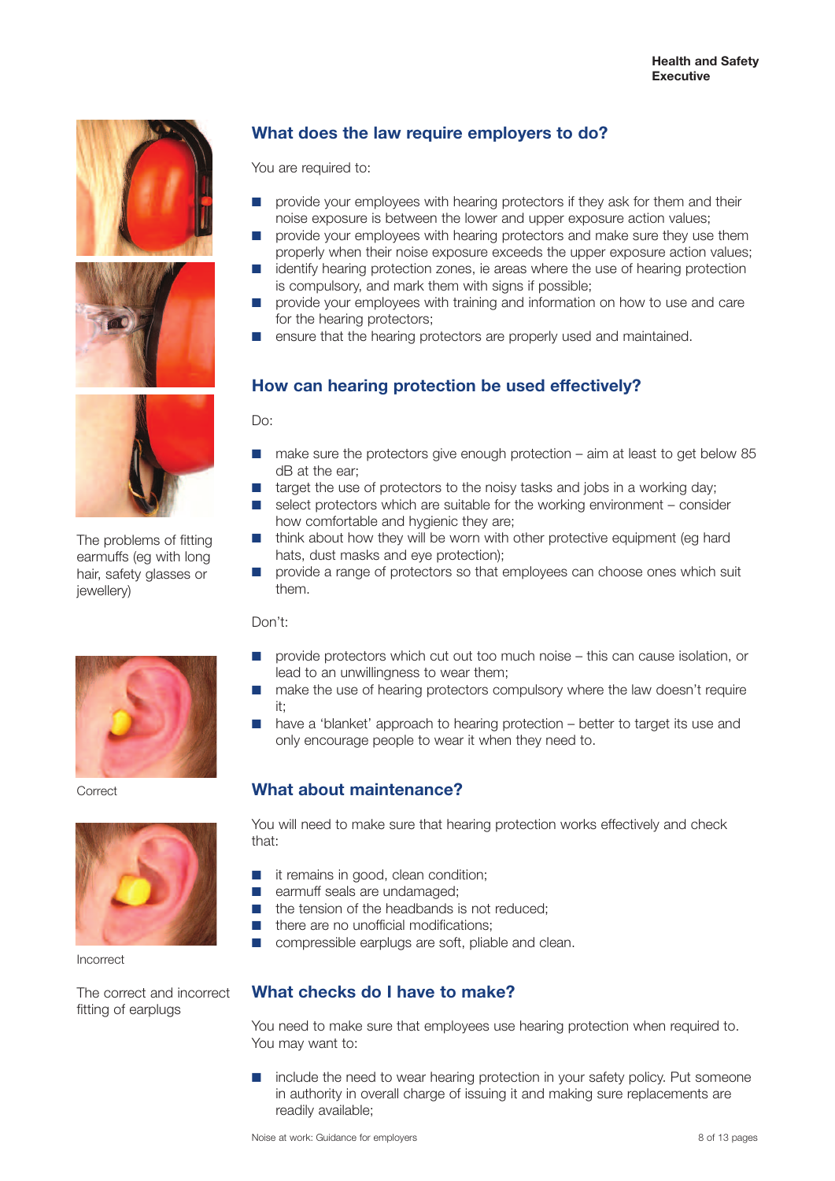## What does the law require employers to do?

You are required to:

- provide your employees with hearing protectors if they ask for them and their noise exposure is between the lower and upper exposure action values;
- provide your employees with hearing protectors and make sure they use them properly when their noise exposure exceeds the upper exposure action values;
- identify hearing protection zones, ie areas where the use of hearing protection is compulsory, and mark them with signs if possible;
- provide your employees with training and information on how to use and care for the hearing protectors;
- ensure that the hearing protectors are properly used and maintained.

The problems of fitting earmuffs (eg with long hair, safety glasses or jewellery)

## How can hearing protection be used effectively?

Do:

- make sure the protectors give enough protection – aim at least to get below 85 dB at the ear;
- target the use of protectors to the noisy tasks and jobs in a working day;
- select protectors which are suitable for the working environment – consider how comfortable and hygienic they are;
- think about how they will be worn with other protective equipment (eg hard hats, dust masks and eye protection);
- provide a range of protectors so that employees can choose ones which suit them.

Don't:

- provide protectors which cut out too much noise – this can cause isolation, or lead to an unwillingness to wear them;
- make the use of hearing protectors compulsory where the law doesn't require it;
- have a 'blanket' approach to hearing protection – better to target its use and only encourage people to wear it when they need to.

Correct

Incorrect

The correct and incorrect fitting of earplugs

## What about maintenance?

You will need to make sure that hearing protection works effectively and check that:

- it remains in good, clean condition;
- earmuff seals are undamaged;
- the tension of the headbands is not reduced;
- there are no unofficial modifications;
- compressible earplugs are soft, pliable and clean.

## What checks do I have to make?

You need to make sure that employees use hearing protection when required to. You may want to:

- include the need to wear hearing protection in your safety policy. Put someone in authority in overall charge of issuing it and making sure replacements are readily available;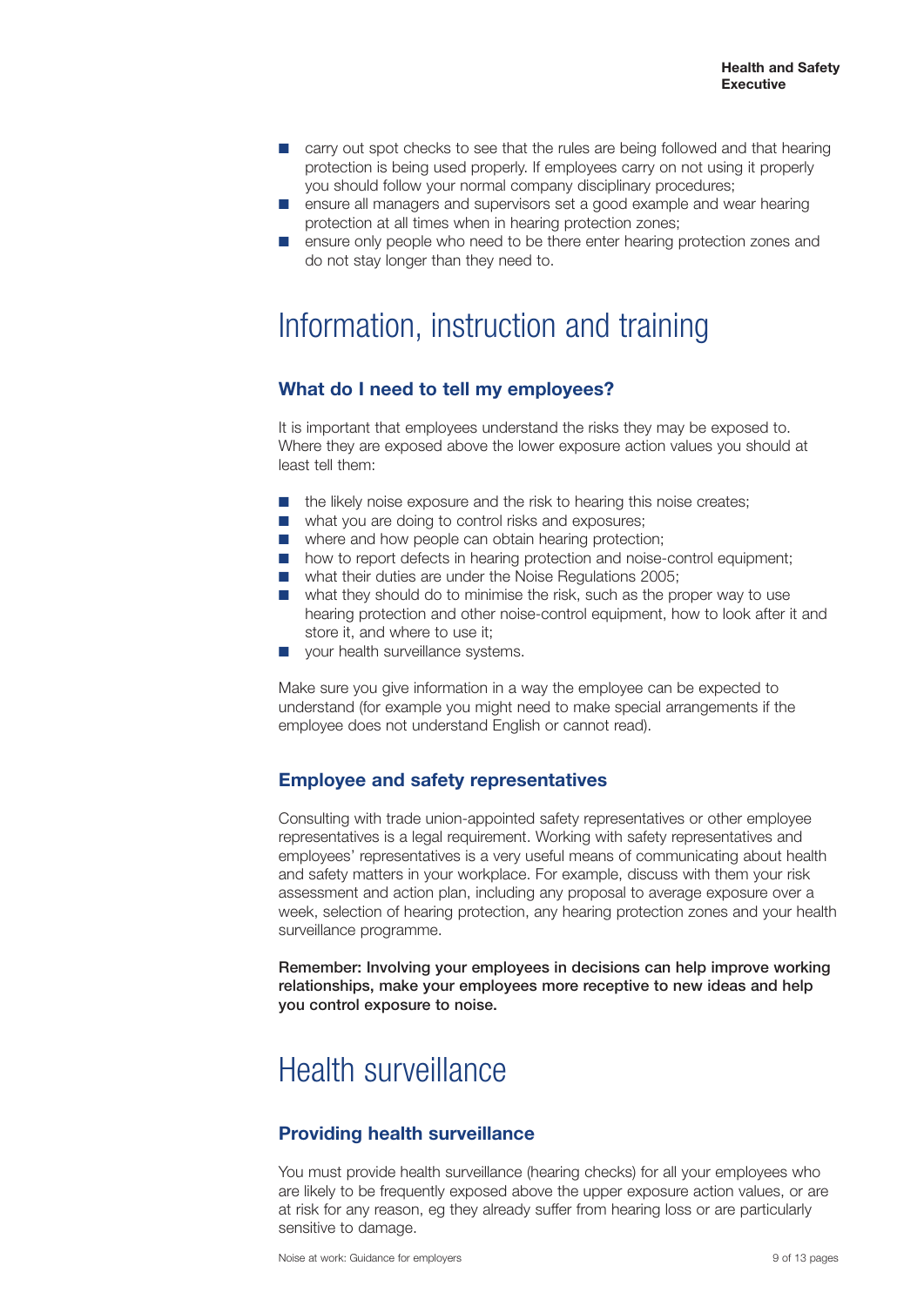- carry out spot checks to see that the rules are being followed and that hearing protection is being used properly. If employees carry on not using it properly you should follow your normal company disciplinary procedures;
- ensure all managers and supervisors set a good example and wear hearing protection at all times when in hearing protection zones;
- ensure only people who need to be there enter hearing protection zones and do not stay longer than they need to.

# Information, instruction and training

## What do I need to tell my employees?

It is important that employees understand the risks they may be exposed to. Where they are exposed above the lower exposure action values you should at least tell them:

- the likely noise exposure and the risk to hearing this noise creates;
- what you are doing to control risks and exposures;
- where and how people can obtain hearing protection;
- how to report defects in hearing protection and noise-control equipment;
- what their duties are under the Noise Regulations 2005;
- what they should do to minimise the risk, such as the proper way to use hearing protection and other noise-control equipment, how to look after it and store it, and where to use it;
- your health surveillance systems.

Make sure you give information in a way the employee can be expected to understand (for example you might need to make special arrangements if the employee does not understand English or cannot read).

## Employee and safety representatives

Consulting with trade union-appointed safety representatives or other employee representatives is a legal requirement. Working with safety representatives and employees' representatives is a very useful means of communicating about health and safety matters in your workplace. For example, discuss with them your risk assessment and action plan, including any proposal to average exposure over a week, selection of hearing protection, any hearing protection zones and your health surveillance programme.

**Remember: Involving your employees in decisions can help improve working relationships, make your employees more receptive to new ideas and help you control exposure to noise.**

# Health surveillance

## Providing health surveillance

You must provide health surveillance (hearing checks) for all your employees who are likely to be frequently exposed above the upper exposure action values, or are at risk for any reason, eg they already suffer from hearing loss or are particularly sensitive to damage.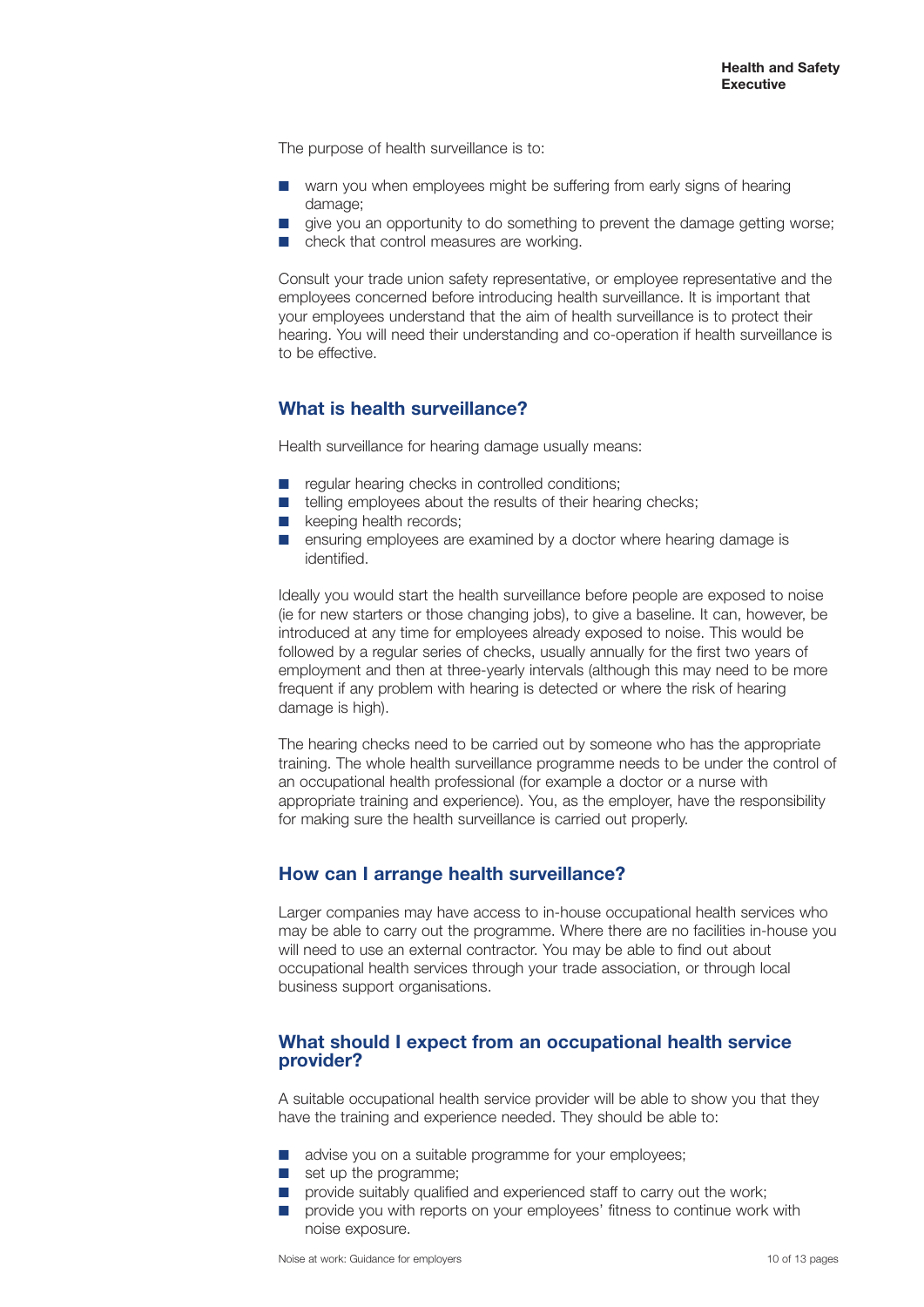The purpose of health surveillance is to:

- warn you when employees might be suffering from early signs of hearing damage;
- give you an opportunity to do something to prevent the damage getting worse;
- check that control measures are working.

Consult your trade union safety representative, or employee representative and the employees concerned before introducing health surveillance. It is important that your employees understand that the aim of health surveillance is to protect their hearing. You will need their understanding and co-operation if health surveillance is to be effective.

## What is health surveillance?

Health surveillance for hearing damage usually means:

- regular hearing checks in controlled conditions;
- telling employees about the results of their hearing checks;
- keeping health records;
- ensuring employees are examined by a doctor where hearing damage is identified.

Ideally you would start the health surveillance before people are exposed to noise (ie for new starters or those changing jobs), to give a baseline. It can, however, be introduced at any time for employees already exposed to noise. This would be followed by a regular series of checks, usually annually for the first two years of employment and then at three-yearly intervals (although this may need to be more frequent if any problem with hearing is detected or where the risk of hearing damage is high).

The hearing checks need to be carried out by someone who has the appropriate training. The whole health surveillance programme needs to be under the control of an occupational health professional (for example a doctor or a nurse with appropriate training and experience). You, as the employer, have the responsibility for making sure the health surveillance is carried out properly.

## How can I arrange health surveillance?

Larger companies may have access to in-house occupational health services who may be able to carry out the programme. Where there are no facilities in-house you will need to use an external contractor. You may be able to find out about occupational health services through your trade association, or through local business support organisations.

## What should I expect from an occupational health service provider?

A suitable occupational health service provider will be able to show you that they have the training and experience needed. They should be able to:

- advise you on a suitable programme for your employees;
- set up the programme;
- provide suitably qualified and experienced staff to carry out the work;
- provide you with reports on your employees' fitness to continue work with noise exposure.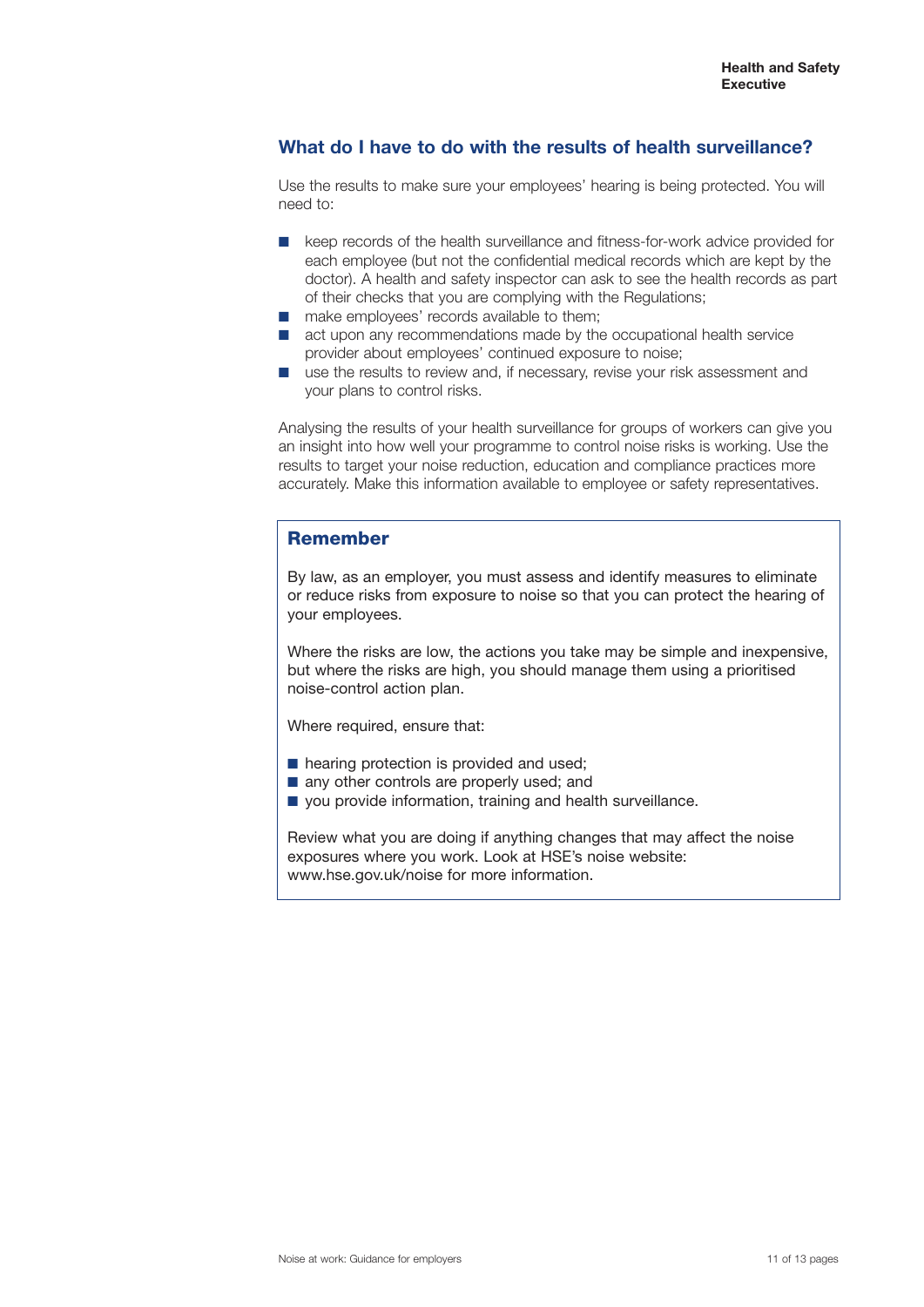## What do I have to do with the results of health surveillance?

Use the results to make sure your employees' hearing is being protected. You will need to:

- keep records of the health surveillance and fitness-for-work advice provided for each employee (but not the confidential medical records which are kept by the doctor). A health and safety inspector can ask to see the health records as part of their checks that you are complying with the Regulations;
- make employees' records available to them;
- act upon any recommendations made by the occupational health service provider about employees' continued exposure to noise;
- use the results to review and, if necessary, revise your risk assessment and your plans to control risks.

Analysing the results of your health surveillance for groups of workers can give you an insight into how well your programme to control noise risks is working. Use the results to target your noise reduction, education and compliance practices more accurately. Make this information available to employee or safety representatives.

### Remember

By law, as an employer, you must assess and identify measures to eliminate or reduce risks from exposure to noise so that you can protect the hearing of your employees.

Where the risks are low, the actions you take may be simple and inexpensive, but where the risks are high, you should manage them using a prioritised noise-control action plan.

Where required, ensure that:

- hearing protection is provided and used;
- any other controls are properly used; and
- you provide information, training and health surveillance.

Review what you are doing if anything changes that may affect the noise exposures where you work. Look at HSE's noise website: www.hse.gov.uk/noise for more information.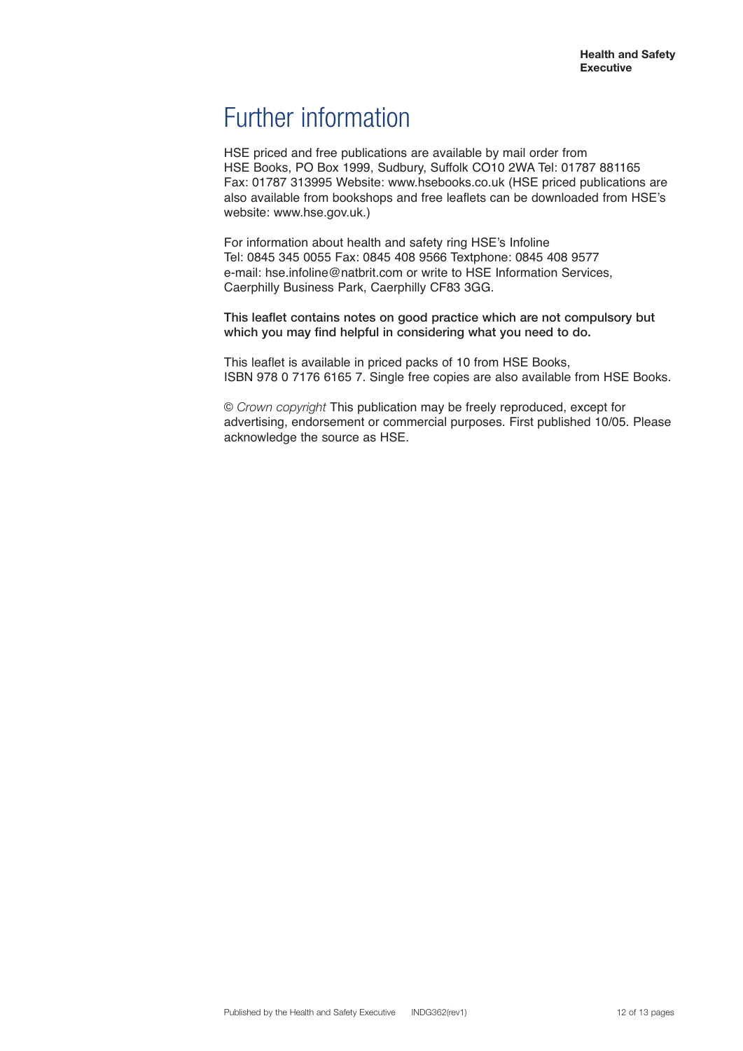# Further information

HSE priced and free publications are available by mail order from HSE Books, PO Box 1999, Sudbury, Suffolk CO10 2WA Tel: 01787 881165 Fax: 01787 313995 Website: www.hsebooks.co.uk (HSE priced publications are also available from bookshops and free leaflets can be downloaded from HSE's website: www.hse.gov.uk.)

For information about health and safety ring HSE's Infoline Tel: 0845 345 0055 Fax: 0845 408 9566 Textphone: 0845 408 9577 e-mail: hse.infoline@natbrit.com or write to HSE Information Services, Caerphilly Business Park, Caerphilly CF83 3GG.

**This leaflet contains notes on good practice which are not compulsory but which you may find helpful in considering what you need to do.**

This leaflet is available in priced packs of 10 from HSE Books, ISBN 978 0 7176 6165 7. Single free copies are also available from HSE Books.

© *Crown copyright* This publication may be freely reproduced, except for advertising, endorsement or commercial purposes. First published 10/05. Please acknowledge the source as HSE.

Published by the Health and Safety Executive INDG362(rev1)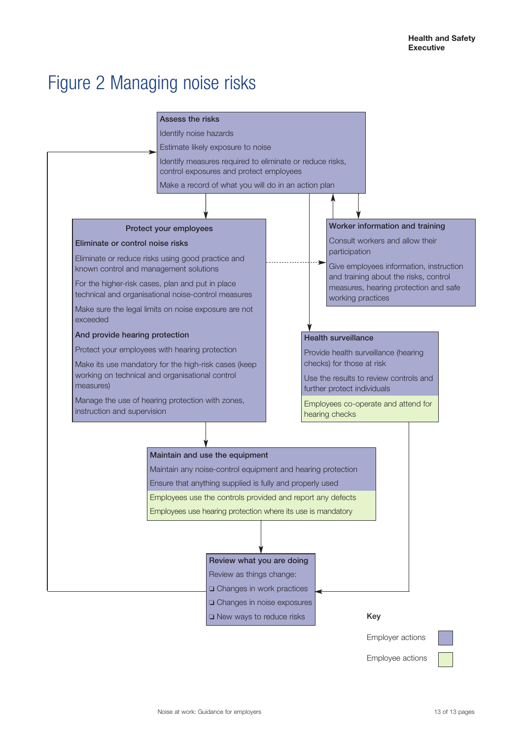# Figure 2 Managing noise risks

**Assess the risks**

Identify noise hazards

Estimate likely exposure to noise

Identify measures required to eliminate or reduce risks, control exposures and protect employees

Make a record of what you will do in an action plan

**Protect your employees**

**Eliminate or control noise risks**

Eliminate or reduce risks using good practice and known control and management solutions

For the higher-risk cases, plan and put in place technical and organisational noise-control measures

Make sure the legal limits on noise exposure are not exceeded

**And provide hearing protection**

Protect your employees with hearing protection

Make its use mandatory for the high-risk cases (keep working on technical and organisational control measures)

Manage the use of hearing protection with zones, instruction and supervision

**Worker information and training**

Consult workers and allow their participation

Give employees information, instruction and training about the risks, control measures, hearing protection and safe working practices

**Health surveillance**

Provide health surveillance (hearing checks) for those at risk

Use the results to review controls and further protect individuals

Employees co-operate and attend for hearing checks

**Maintain and use the equipment**

Maintain any noise-control equipment and hearing protection

Ensure that anything supplied is fully and properly used

Employees use the controls provided and report any defects

Employees use hearing protection where its use is mandatory

**Review what you are doing**

Review as things change:

- Changes in work practices
- Changes in noise exposures
- New ways to reduce risks

**Key**

Employer actions

Employee actions